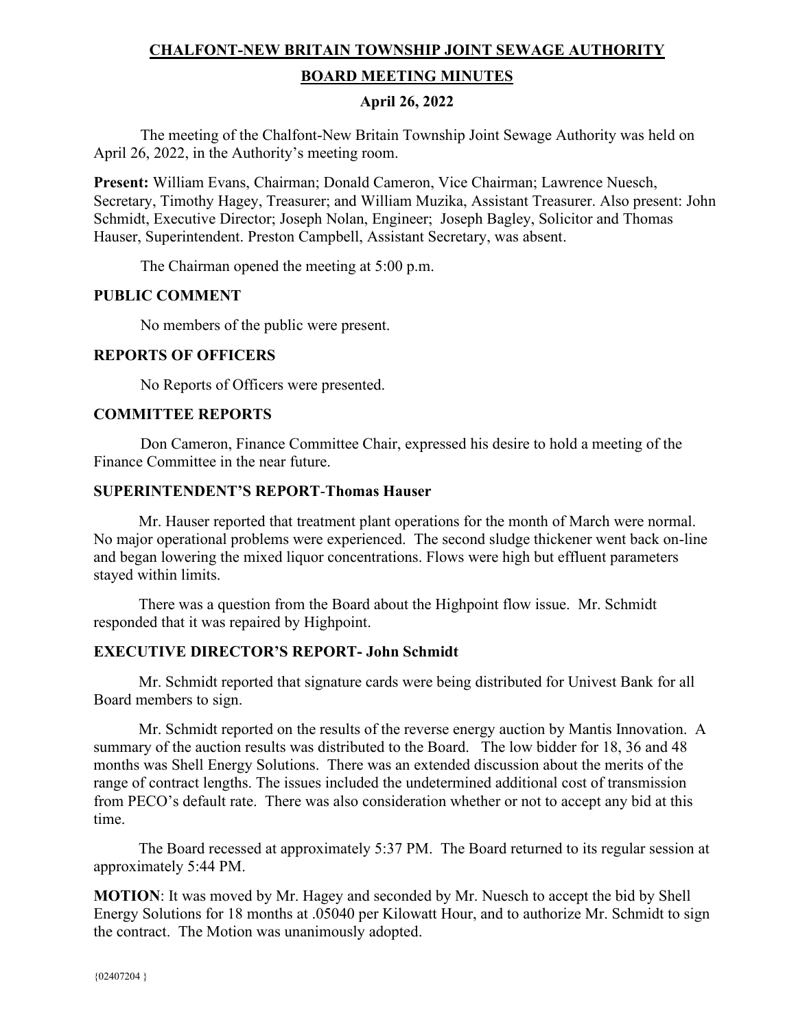# CHALFONT-NEW BRITAIN TOWNSHIP JOINT SEWAGE AUTHORITY

## BOARD MEETING MINUTES

### April 26, 2022

The meeting of the Chalfont-New Britain Township Joint Sewage Authority was held on April 26, 2022, in the Authority's meeting room.

**Present:** William Evans, Chairman; Donald Cameron, Vice Chairman; Lawrence Nuesch, Secretary, Timothy Hagey, Treasurer; and William Muzika, Assistant Treasurer. Also present: John Schmidt, Executive Director; Joseph Nolan, Engineer; Joseph Bagley, Solicitor and Thomas Hauser, Superintendent. Preston Campbell, Assistant Secretary, was absent.

The Chairman opened the meeting at 5:00 p.m.

**PUBLIC COMMENT**

No members of the public were present.

**REPORTS OF OFFICERS**

No Reports of Officers were presented.

**COMMITTEE REPORTS**

Don Cameron, Finance Committee Chair, expressed his desire to hold a meeting of the Finance Committee in the near future.

**SUPERINTENDENT'S REPORT-Thomas Hauser**

Mr. Hauser reported that treatment plant operations for the month of March were normal. No major operational problems were experienced. The second sludge thickener went back on-line and began lowering the mixed liquor concentrations. Flows were high but effluent parameters stayed within limits.

There was a question from the Board about the Highpoint flow issue. Mr. Schmidt responded that it was repaired by Highpoint.

**EXECUTIVE DIRECTOR'S REPORT- John Schmidt**

Mr. Schmidt reported that signature cards were being distributed for Univest Bank for all Board members to sign.

Mr. Schmidt reported on the results of the reverse energy auction by Mantis Innovation. A summary of the auction results was distributed to the Board. The low bidder for 18, 36 and 48 months was Shell Energy Solutions. There was an extended discussion about the merits of the range of contract lengths. The issues included the undetermined additional cost of transmission from PECO's default rate. There was also consideration whether or not to accept any bid at this time.

The Board recessed at approximately 5:37 PM. The Board returned to its regular session at approximately 5:44 PM.

**MOTION**: It was moved by Mr. Hagey and seconded by Mr. Nuesch to accept the bid by Shell Energy Solutions for 18 months at .05040 per Kilowatt Hour, and to authorize Mr. Schmidt to sign the contract. The Motion was unanimously adopted.

{02407204 }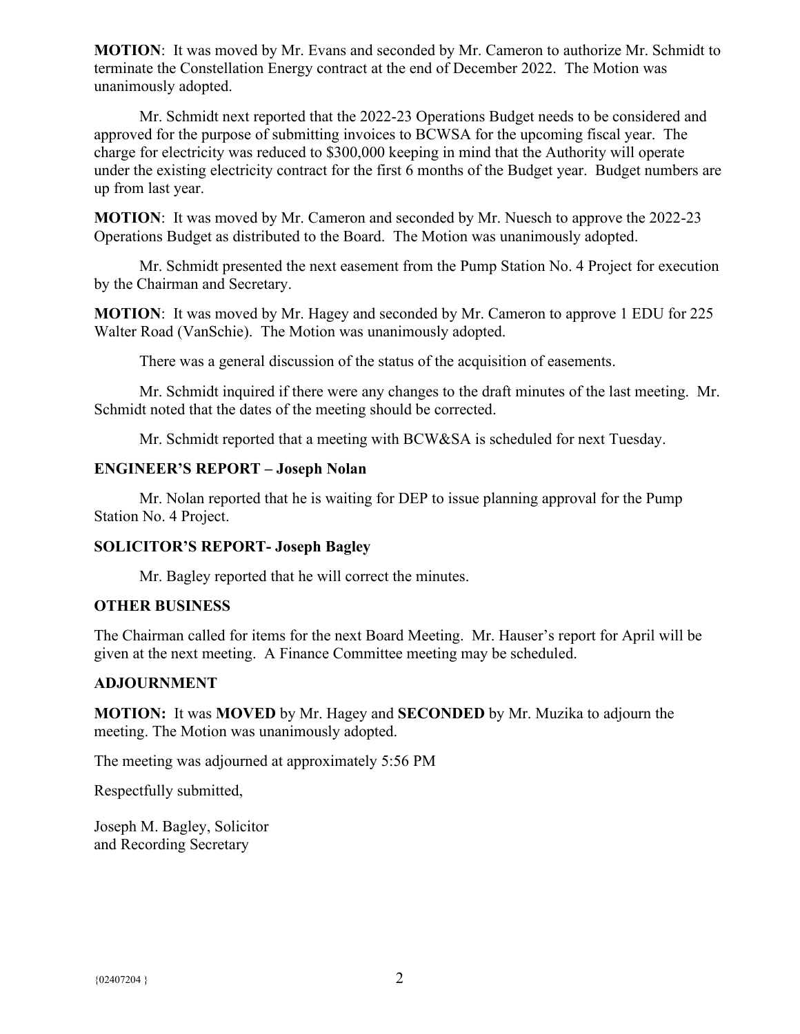**MOTION**: It was moved by Mr. Evans and seconded by Mr. Cameron to authorize Mr. Schmidt to terminate the Constellation Energy contract at the end of December 2022. The Motion was unanimously adopted.

Mr. Schmidt next reported that the 2022-23 Operations Budget needs to be considered and approved for the purpose of submitting invoices to BCWSA for the upcoming fiscal year. The charge for electricity was reduced to $300,000 keeping in mind that the Authority will operate under the existing electricity contract for the first 6 months of the Budget year. Budget numbers are up from last year.

**MOTION**: It was moved by Mr. Cameron and seconded by Mr. Nuesch to approve the 2022-23 Operations Budget as distributed to the Board. The Motion was unanimously adopted.

Mr. Schmidt presented the next easement from the Pump Station No. 4 Project for execution by the Chairman and Secretary.

**MOTION**: It was moved by Mr. Hagey and seconded by Mr. Cameron to approve 1 EDU for 225 Walter Road (VanSchie). The Motion was unanimously adopted.

There was a general discussion of the status of the acquisition of easements.

Mr. Schmidt inquired if there were any changes to the draft minutes of the last meeting. Mr. Schmidt noted that the dates of the meeting should be corrected.

Mr. Schmidt reported that a meeting with BCW&SA is scheduled for next Tuesday.

**ENGINEER'S REPORT – Joseph Nolan**

Mr. Nolan reported that he is waiting for DEP to issue planning approval for the Pump Station No. 4 Project.

**SOLICITOR'S REPORT- Joseph Bagley**

Mr. Bagley reported that he will correct the minutes.

**OTHER BUSINESS**

The Chairman called for items for the next Board Meeting. Mr. Hauser's report for April will be given at the next meeting. A Finance Committee meeting may be scheduled.

**ADJOURNMENT**

**MOTION:** It was **MOVED** by Mr. Hagey and **SECONDED** by Mr. Muzika to adjourn the meeting. The Motion was unanimously adopted.

The meeting was adjourned at approximately 5:56 PM

Respectfully submitted,

Joseph M. Bagley, Solicitor
and Recording Secretary

{02407204 }